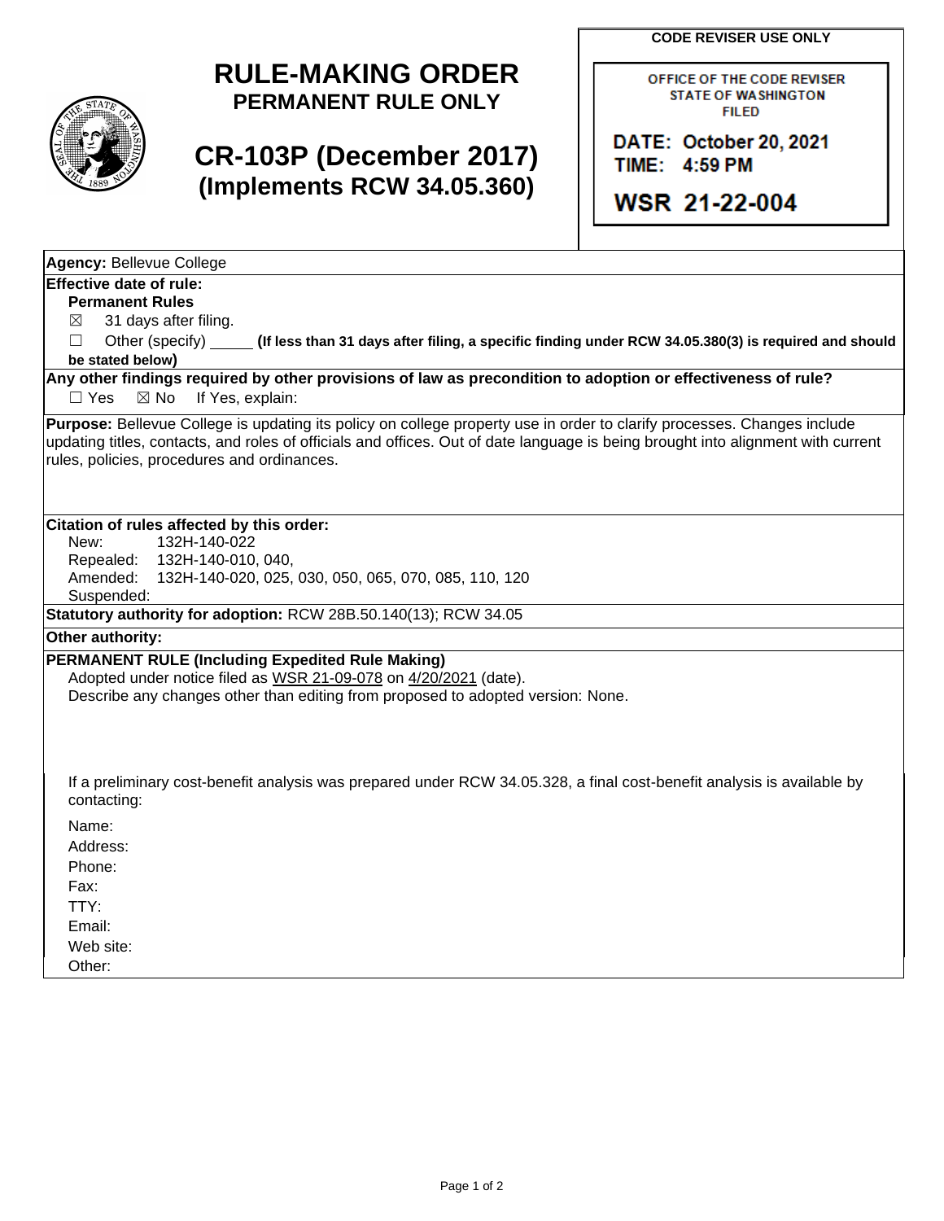# RULE-MAKING ORDER
## PERMANENT RULE ONLY

# CR-103P (December 2017)
## (Implements RCW 34.05.360)

**CODE REVISER USE ONLY**

OFFICE OF THE CODE REVISER
STATE OF WASHINGTON
FILED

DATE: October 20, 2021
TIME: 4:59 PM

WSR 21-22-004

**Agency:** Bellevue College

**Effective date of rule:**

**Permanent Rules**

☒ 31 days after filing.

☐ Other (specify) _____ **(If less than 31 days after filing, a specific finding under RCW 34.05.380(3) is required and should be stated below)**

**Any other findings required by other provisions of law as precondition to adoption or effectiveness of rule?**

☐ Yes ☒ No If Yes, explain:

**Purpose:** Bellevue College is updating its policy on college property use in order to clarify processes. Changes include updating titles, contacts, and roles of officials and offices. Out of date language is being brought into alignment with current rules, policies, procedures and ordinances.

**Citation of rules affected by this order:**

New: 132H-140-022

Repealed: 132H-140-010, 040,

Amended: 132H-140-020, 025, 030, 050, 065, 070, 085, 110, 120

Suspended:

**Statutory authority for adoption:** RCW 28B.50.140(13); RCW 34.05

**Other authority:**

**PERMANENT RULE (Including Expedited Rule Making)**

Adopted under notice filed as WSR 21-09-078 on 4/20/2021 (date).

Describe any changes other than editing from proposed to adopted version: None.

If a preliminary cost-benefit analysis was prepared under RCW 34.05.328, a final cost-benefit analysis is available by contacting:

Name:

Address:

Phone:

Fax:

TTY:

Email:

Web site:

Other: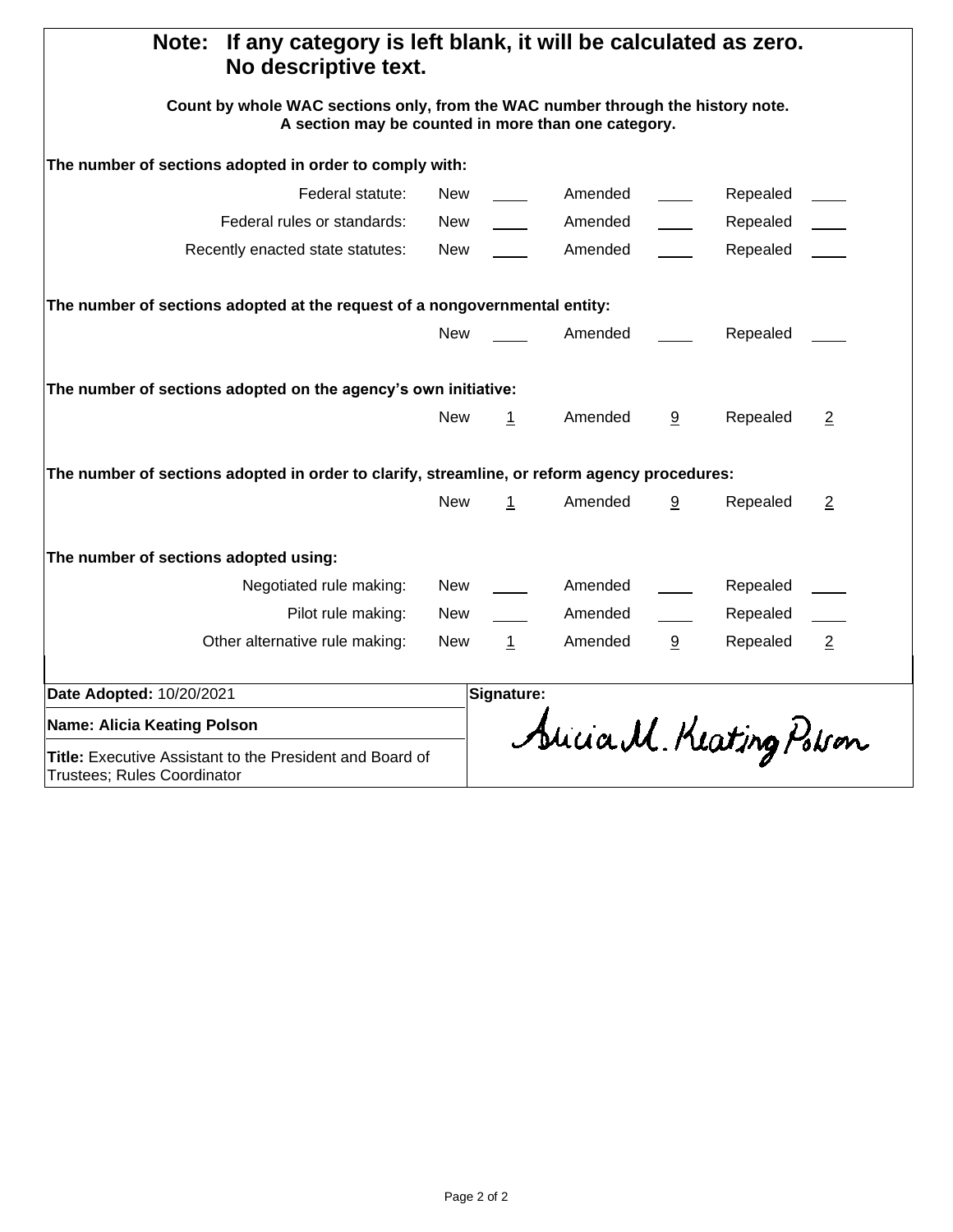**Note: If any category is left blank, it will be calculated as zero. No descriptive text.**

**Count by whole WAC sections only, from the WAC number through the history note. A section may be counted in more than one category.**

**The number of sections adopted in order to comply with:**

| | | | | | | |
|---|---|---|---|---|---|---|
| Federal statute: | New | | Amended | | Repealed | |
| Federal rules or standards: | New | | Amended | | Repealed | |
| Recently enacted state statutes: | New | | Amended | | Repealed | |

**The number of sections adopted at the request of a nongovernmental entity:**

| | | | | | | |
|---|---|---|---|---|---|---|
| | New | | Amended | | Repealed | |

**The number of sections adopted on the agency's own initiative:**

| | | | | | | |
|---|---|---|---|---|---|---|
| | New | 1 | Amended | 9 | Repealed | 2 |

**The number of sections adopted in order to clarify, streamline, or reform agency procedures:**

| | | | | | | |
|---|---|---|---|---|---|---|
| | New | 1 | Amended | 9 | Repealed | 2 |

**The number of sections adopted using:**

| | | | | | | |
|---|---|---|---|---|---|---|
| Negotiated rule making: | New | | Amended | | Repealed | |
| Pilot rule making: | New | | Amended | | Repealed | |
| Other alternative rule making: | New | 1 | Amended | 9 | Repealed | 2 |

| | |
|---|---|
| **Date Adopted:** 10/20/2021 | **Signature:** |
| **Name: Alicia Keating Polson** | Alicia M. Keating Polson |
| **Title:** Executive Assistant to the President and Board of Trustees; Rules Coordinator | |